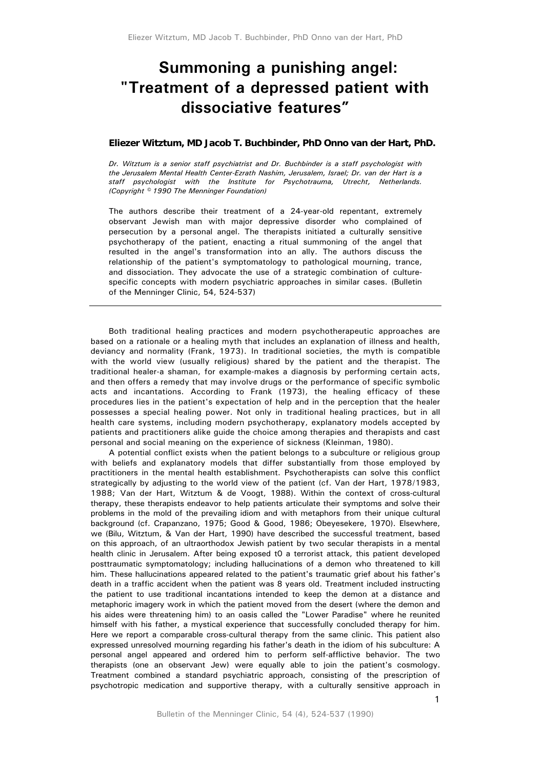# Summoning a punishing angel: "Treatment of a depressed patient with dissociative features"

**Eliezer Witztum, MD Jacob T. Buchbinder, PhD Onno van der Hart, PhD.**

*Dr. Witztum is a senior staff psychiatrist and Dr. Buchbinder is a staff psychologist with the Jerusalem Mental Health Center-Ezrath Nashim, Jerusalem, Israel; Dr. van der Hart is a staff psychologist with the Institute for Psychotrauma, Utrecht, Netherlands. (Copyright © 1990 The Menninger Foundation)*

The authors describe their treatment of a 24-year-old repentant, extremely observant Jewish man with major depressive disorder who complained of persecution by a personal angel. The therapists initiated a culturally sensitive psychotherapy of the patient, enacting a ritual summoning of the angel that resulted in the angel's transformation into an ally. The authors discuss the relationship of the patient's symptomatology to pathological mourning, trance, and dissociation. They advocate the use of a strategic combination of culture-specific concepts with modern psychiatric approaches in similar cases. (Bulletin of the Menninger Clinic, 54, 524-537)

---

Both traditional healing practices and modern psychotherapeutic approaches are based on a rationale or a healing myth that includes an explanation of illness and health, deviancy and normality (Frank, 1973). In traditional societies, the myth is compatible with the world view (usually religious) shared by the patient and the therapist. The traditional healer-a shaman, for example-makes a diagnosis by performing certain acts, and then offers a remedy that may involve drugs or the performance of specific symbolic acts and incantations. According to Frank (1973), the healing efficacy of these procedures lies in the patient's expectation of help and in the perception that the healer possesses a special healing power. Not only in traditional healing practices, but in all health care systems, including modern psychotherapy, explanatory models accepted by patients and practitioners alike guide the choice among therapies and therapists and cast personal and social meaning on the experience of sickness (Kleinman, 1980).

A potential conflict exists when the patient belongs to a subculture or religious group with beliefs and explanatory models that differ substantially from those employed by practitioners in the mental health establishment. Psychotherapists can solve this conflict strategically by adjusting to the world view of the patient (cf. Van der Hart, 1978/1983, 1988; Van der Hart, Witztum & de Voogt, 1988). Within the context of cross-cultural therapy, these therapists endeavor to help patients articulate their symptoms and solve their problems in the mold of the prevailing idiom and with metaphors from their unique cultural background (cf. Crapanzano, 1975; Good & Good, 1986; Obeyesekere, 1970). Elsewhere, we (Bilu, Witztum, & Van der Hart, 1990) have described the successful treatment, based on this approach, of an ultraorthodox Jewish patient by two secular therapists in a mental health clinic in Jerusalem. After being exposed t0 a terrorist attack, this patient developed posttraumatic symptomatology; including hallucinations of a demon who threatened to kill him. These hallucinations appeared related to the patient's traumatic grief about his father's death in a traffic accident when the patient was 8 years old. Treatment included instructing the patient to use traditional incantations intended to keep the demon at a distance and metaphoric imagery work in which the patient moved from the desert (where the demon and his aides were threatening him) to an oasis called the "Lower Paradise" where he reunited himself with his father, a mystical experience that successfully concluded therapy for him. Here we report a comparable cross-cultural therapy from the same clinic. This patient also expressed unresolved mourning regarding his father's death in the idiom of his subculture: A personal angel appeared and ordered him to perform self-afflictive behavior. The two therapists (one an observant Jew) were equally able to join the patient's cosmology. Treatment combined a standard psychiatric approach, consisting of the prescription of psychotropic medication and supportive therapy, with a culturally sensitive approach in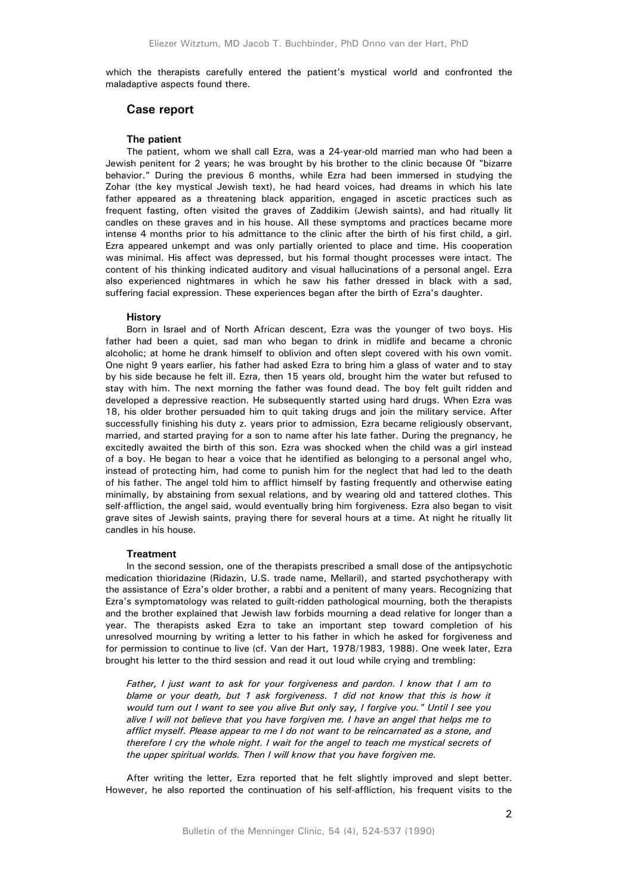which the therapists carefully entered the patient's mystical world and confronted the maladaptive aspects found there.

## Case report

### The patient

The patient, whom we shall call Ezra, was a 24-year-old married man who had been a Jewish penitent for 2 years; he was brought by his brother to the clinic because 0f "bizarre behavior." During the previous 6 months, while Ezra had been immersed in studying the Zohar (the key mystical Jewish text), he had heard voices, had dreams in which his late father appeared as a threatening black apparition, engaged in ascetic practices such as frequent fasting, often visited the graves of Zaddikim (Jewish saints), and had ritually lit candles on these graves and in his house. All these symptoms and practices became more intense 4 months prior to his admittance to the clinic after the birth of his first child, a girl. Ezra appeared unkempt and was only partially oriented to place and time. His cooperation was minimal. His affect was depressed, but his formal thought processes were intact. The content of his thinking indicated auditory and visual hallucinations of a personal angel. Ezra also experienced nightmares in which he saw his father dressed in black with a sad, suffering facial expression. These experiences began after the birth of Ezra's daughter.

### History

Born in Israel and of North African descent, Ezra was the younger of two boys. His father had been a quiet, sad man who began to drink in midlife and became a chronic alcoholic; at home he drank himself to oblivion and often slept covered with his own vomit. One night 9 years earlier, his father had asked Ezra to bring him a glass of water and to stay by his side because he felt ill. Ezra, then 15 years old, brought him the water but refused to stay with him. The next morning the father was found dead. The boy felt guilt ridden and developed a depressive reaction. He subsequently started using hard drugs. When Ezra was 18, his older brother persuaded him to quit taking drugs and join the military service. After successfully finishing his duty z. years prior to admission, Ezra became religiously observant, married, and started praying for a son to name after his late father. During the pregnancy, he excitedly awaited the birth of this son. Ezra was shocked when the child was a girl instead of a boy. He began to hear a voice that he identified as belonging to a personal angel who, instead of protecting him, had come to punish him for the neglect that had led to the death of his father. The angel told him to afflict himself by fasting frequently and otherwise eating minimally, by abstaining from sexual relations, and by wearing old and tattered clothes. This self-affliction, the angel said, would eventually bring him forgiveness. Ezra also began to visit grave sites of Jewish saints, praying there for several hours at a time. At night he ritually lit candles in his house.

### Treatment

In the second session, one of the therapists prescribed a small dose of the antipsychotic medication thioridazine (Ridazin, U.S. trade name, Mellaril), and started psychotherapy with the assistance of Ezra's older brother, a rabbi and a penitent of many years. Recognizing that Ezra's symptomatology was related to guilt-ridden pathological mourning, both the therapists and the brother explained that Jewish law forbids mourning a dead relative for longer than a year. The therapists asked Ezra to take an important step toward completion of his unresolved mourning by writing a letter to his father in which he asked for forgiveness and for permission to continue to live (cf. Van der Hart, 1978/1983, 1988). One week later, Ezra brought his letter to the third session and read it out loud while crying and trembling:

> *Father, I just want to ask for your forgiveness and pardon. I know that I am to blame or your death, but 1 ask forgiveness. 1 did not know that this is how it would turn out I want to see you alive But only say, I forgive you." Until I see you alive I will not believe that you have forgiven me. I have an angel that helps me to afflict myself. Please appear to me I do not want to be reincarnated as a stone, and therefore I cry the whole night. I wait for the angel to teach me mystical secrets of the upper spiritual worlds. Then I will know that you have forgiven me.*

After writing the letter, Ezra reported that he felt slightly improved and slept better. However, he also reported the continuation of his self-affliction, his frequent visits to the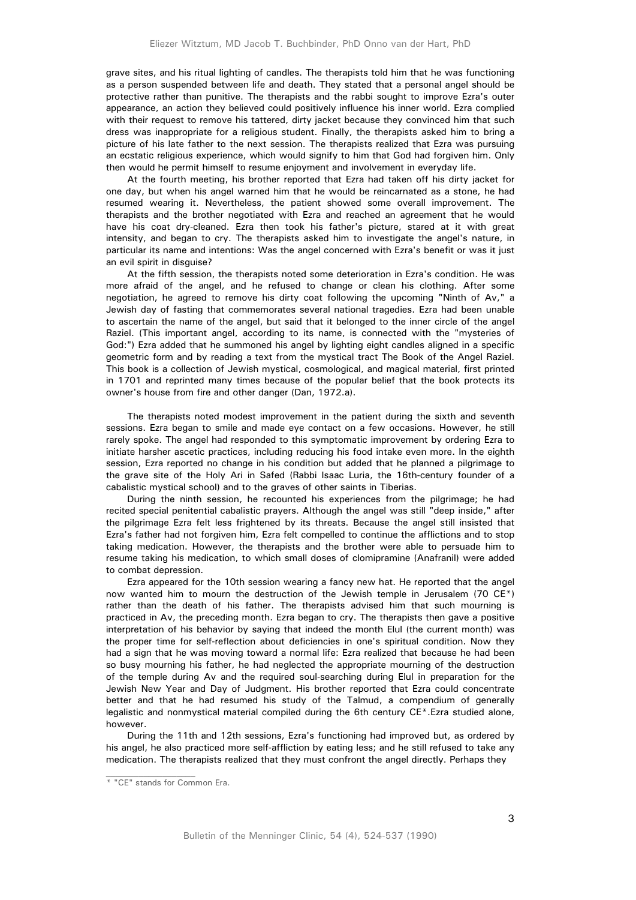grave sites, and his ritual lighting of candles. The therapists told him that he was functioning as a person suspended between life and death. They stated that a personal angel should be protective rather than punitive. The therapists and the rabbi sought to improve Ezra's outer appearance, an action they believed could positively influence his inner world. Ezra complied with their request to remove his tattered, dirty jacket because they convinced him that such dress was inappropriate for a religious student. Finally, the therapists asked him to bring a picture of his late father to the next session. The therapists realized that Ezra was pursuing an ecstatic religious experience, which would signify to him that God had forgiven him. Only then would he permit himself to resume enjoyment and involvement in everyday life.

At the fourth meeting, his brother reported that Ezra had taken off his dirty jacket for one day, but when his angel warned him that he would be reincarnated as a stone, he had resumed wearing it. Nevertheless, the patient showed some overall improvement. The therapists and the brother negotiated with Ezra and reached an agreement that he would have his coat dry-cleaned. Ezra then took his father's picture, stared at it with great intensity, and began to cry. The therapists asked him to investigate the angel's nature, in particular its name and intentions: Was the angel concerned with Ezra's benefit or was it just an evil spirit in disguise?

At the fifth session, the therapists noted some deterioration in Ezra's condition. He was more afraid of the angel, and he refused to change or clean his clothing. After some negotiation, he agreed to remove his dirty coat following the upcoming "Ninth of Av," a Jewish day of fasting that commemorates several national tragedies. Ezra had been unable to ascertain the name of the angel, but said that it belonged to the inner circle of the angel Raziel. (This important angel, according to its name, is connected with the "mysteries of God:") Ezra added that he summoned his angel by lighting eight candles aligned in a specific geometric form and by reading a text from the mystical tract The Book of the Angel Raziel. This book is a collection of Jewish mystical, cosmological, and magical material, first printed in 1701 and reprinted many times because of the popular belief that the book protects its owner's house from fire and other danger (Dan, 1972.a).

The therapists noted modest improvement in the patient during the sixth and seventh sessions. Ezra began to smile and made eye contact on a few occasions. However, he still rarely spoke. The angel had responded to this symptomatic improvement by ordering Ezra to initiate harsher ascetic practices, including reducing his food intake even more. In the eighth session, Ezra reported no change in his condition but added that he planned a pilgrimage to the grave site of the Holy Ari in Safed (Rabbi Isaac Luria, the 16th-century founder of a cabalistic mystical school) and to the graves of other saints in Tiberias.

During the ninth session, he recounted his experiences from the pilgrimage; he had recited special penitential cabalistic prayers. Although the angel was still "deep inside," after the pilgrimage Ezra felt less frightened by its threats. Because the angel still insisted that Ezra's father had not forgiven him, Ezra felt compelled to continue the afflictions and to stop taking medication. However, the therapists and the brother were able to persuade him to resume taking his medication, to which small doses of clomipramine (Anafranil) were added to combat depression.

Ezra appeared for the 10th session wearing a fancy new hat. He reported that the angel now wanted him to mourn the destruction of the Jewish temple in Jerusalem (70 CE*) rather than the death of his father. The therapists advised him that such mourning is practiced in Av, the preceding month. Ezra began to cry. The therapists then gave a positive interpretation of his behavior by saying that indeed the month Elul (the current month) was the proper time for self-reflection about deficiencies in one's spiritual condition. Now they had a sign that he was moving toward a normal life: Ezra realized that because he had been so busy mourning his father, he had neglected the appropriate mourning of the destruction of the temple during Av and the required soul-searching during Elul in preparation for the Jewish New Year and Day of Judgment. His brother reported that Ezra could concentrate better and that he had resumed his study of the Talmud, a compendium of generally legalistic and nonmystical material compiled during the 6th century CE*.Ezra studied alone, however.

During the 11th and 12th sessions, Ezra's functioning had improved but, as ordered by his angel, he also practiced more self-affliction by eating less; and he still refused to take any medication. The therapists realized that they must confront the angel directly. Perhaps they

---

* "CE" stands for Common Era.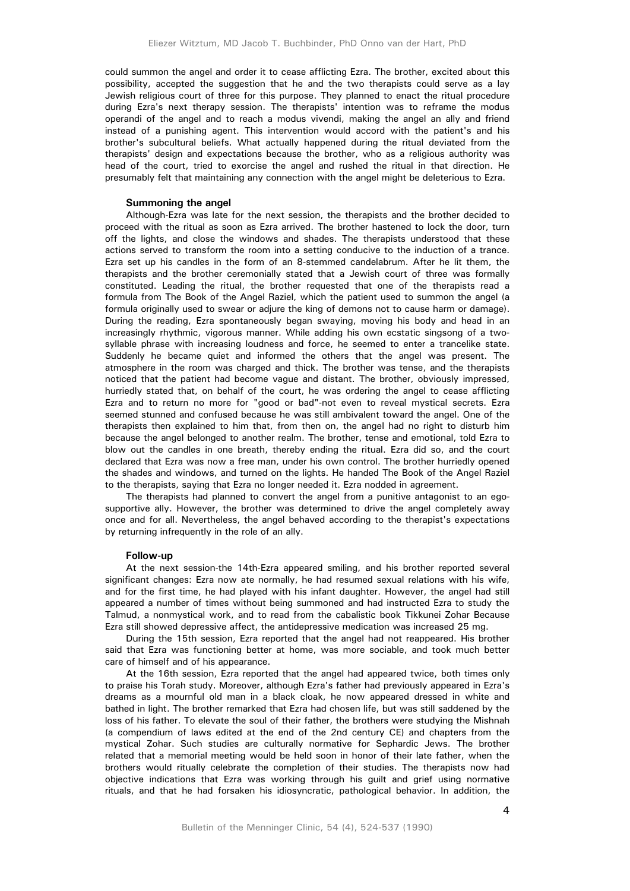could summon the angel and order it to cease afflicting Ezra. The brother, excited about this possibility, accepted the suggestion that he and the two therapists could serve as a lay Jewish religious court of three for this purpose. They planned to enact the ritual procedure during Ezra's next therapy session. The therapists' intention was to reframe the modus operandi of the angel and to reach a modus vivendi, making the angel an ally and friend instead of a punishing agent. This intervention would accord with the patient's and his brother's subcultural beliefs. What actually happened during the ritual deviated from the therapists' design and expectations because the brother, who as a religious authority was head of the court, tried to exorcise the angel and rushed the ritual in that direction. He presumably felt that maintaining any connection with the angel might be deleterious to Ezra.

### Summoning the angel

Although-Ezra was late for the next session, the therapists and the brother decided to proceed with the ritual as soon as Ezra arrived. The brother hastened to lock the door, turn off the lights, and close the windows and shades. The therapists understood that these actions served to transform the room into a setting conducive to the induction of a trance. Ezra set up his candles in the form of an 8-stemmed candelabrum. After he lit them, the therapists and the brother ceremonially stated that a Jewish court of three was formally constituted. Leading the ritual, the brother requested that one of the therapists read a formula from The Book of the Angel Raziel, which the patient used to summon the angel (a formula originally used to swear or adjure the king of demons not to cause harm or damage). During the reading, Ezra spontaneously began swaying, moving his body and head in an increasingly rhythmic, vigorous manner. While adding his own ecstatic singsong of a two-syllable phrase with increasing loudness and force, he seemed to enter a trancelike state. Suddenly he became quiet and informed the others that the angel was present. The atmosphere in the room was charged and thick. The brother was tense, and the therapists noticed that the patient had become vague and distant. The brother, obviously impressed, hurriedly stated that, on behalf of the court, he was ordering the angel to cease afflicting Ezra and to return no more for "good or bad"-not even to reveal mystical secrets. Ezra seemed stunned and confused because he was still ambivalent toward the angel. One of the therapists then explained to him that, from then on, the angel had no right to disturb him because the angel belonged to another realm. The brother, tense and emotional, told Ezra to blow out the candles in one breath, thereby ending the ritual. Ezra did so, and the court declared that Ezra was now a free man, under his own control. The brother hurriedly opened the shades and windows, and turned on the lights. He handed The Book of the Angel Raziel to the therapists, saying that Ezra no longer needed it. Ezra nodded in agreement.

The therapists had planned to convert the angel from a punitive antagonist to an ego-supportive ally. However, the brother was determined to drive the angel completely away once and for all. Nevertheless, the angel behaved according to the therapist's expectations by returning infrequently in the role of an ally.

### Follow-up

At the next session-the 14th-Ezra appeared smiling, and his brother reported several significant changes: Ezra now ate normally, he had resumed sexual relations with his wife, and for the first time, he had played with his infant daughter. However, the angel had still appeared a number of times without being summoned and had instructed Ezra to study the Talmud, a nonmystical work, and to read from the cabalistic book Tikkunei Zohar Because Ezra still showed depressive affect, the antidepressive medication was increased 25 mg.

During the 15th session, Ezra reported that the angel had not reappeared. His brother said that Ezra was functioning better at home, was more sociable, and took much better care of himself and of his appearance.

At the 16th session, Ezra reported that the angel had appeared twice, both times only to praise his Torah study. Moreover, although Ezra's father had previously appeared in Ezra's dreams as a mournful old man in a black cloak, he now appeared dressed in white and bathed in light. The brother remarked that Ezra had chosen life, but was still saddened by the loss of his father. To elevate the soul of their father, the brothers were studying the Mishnah (a compendium of laws edited at the end of the 2nd century CE) and chapters from the mystical Zohar. Such studies are culturally normative for Sephardic Jews. The brother related that a memorial meeting would be held soon in honor of their late father, when the brothers would ritually celebrate the completion of their studies. The therapists now had objective indications that Ezra was working through his guilt and grief using normative rituals, and that he had forsaken his idiosyncratic, pathological behavior. In addition, the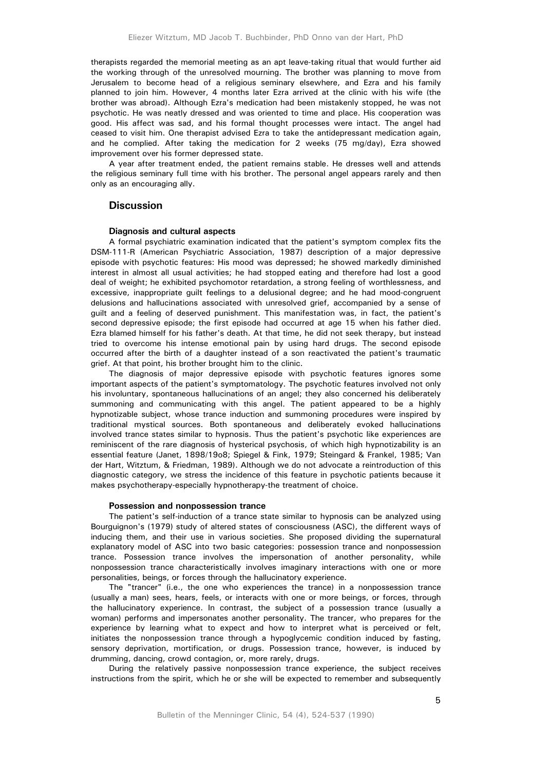therapists regarded the memorial meeting as an apt leave-taking ritual that would further aid the working through of the unresolved mourning. The brother was planning to move from Jerusalem to become head of a religious seminary elsewhere, and Ezra and his family planned to join him. However, 4 months later Ezra arrived at the clinic with his wife (the brother was abroad). Although Ezra's medication had been mistakenly stopped, he was not psychotic. He was neatly dressed and was oriented to time and place. His cooperation was good. His affect was sad, and his formal thought processes were intact. The angel had ceased to visit him. One therapist advised Ezra to take the antidepressant medication again, and he complied. After taking the medication for 2 weeks (75 mg/day), Ezra showed improvement over his former depressed state.

A year after treatment ended, the patient remains stable. He dresses well and attends the religious seminary full time with his brother. The personal angel appears rarely and then only as an encouraging ally.

## Discussion

### Diagnosis and cultural aspects

A formal psychiatric examination indicated that the patient's symptom complex fits the DSM-111-R (American Psychiatric Association, 1987) description of a major depressive episode with psychotic features: His mood was depressed; he showed markedly diminished interest in almost all usual activities; he had stopped eating and therefore had lost a good deal of weight; he exhibited psychomotor retardation, a strong feeling of worthlessness, and excessive, inappropriate guilt feelings to a delusional degree; and he had mood-congruent delusions and hallucinations associated with unresolved grief, accompanied by a sense of guilt and a feeling of deserved punishment. This manifestation was, in fact, the patient's second depressive episode; the first episode had occurred at age 15 when his father died. Ezra blamed himself for his father's death. At that time, he did not seek therapy, but instead tried to overcome his intense emotional pain by using hard drugs. The second episode occurred after the birth of a daughter instead of a son reactivated the patient's traumatic grief. At that point, his brother brought him to the clinic.

The diagnosis of major depressive episode with psychotic features ignores some important aspects of the patient's symptomatology. The psychotic features involved not only his involuntary, spontaneous hallucinations of an angel; they also concerned his deliberately summoning and communicating with this angel. The patient appeared to be a highly hypnotizable subject, whose trance induction and summoning procedures were inspired by traditional mystical sources. Both spontaneous and deliberately evoked hallucinations involved trance states similar to hypnosis. Thus the patient's psychotic like experiences are reminiscent of the rare diagnosis of hysterical psychosis, of which high hypnotizability is an essential feature (Janet, 1898/19o8; Spiegel & Fink, 1979; Steingard & Frankel, 1985; Van der Hart, Witztum, & Friedman, 1989). Although we do not advocate a reintroduction of this diagnostic category, we stress the incidence of this feature in psychotic patients because it makes psychotherapy-especially hypnotherapy-the treatment of choice.

### Possession and nonpossession trance

The patient's self-induction of a trance state similar to hypnosis can be analyzed using Bourguignon's (1979) study of altered states of consciousness (ASC), the different ways of inducing them, and their use in various societies. She proposed dividing the supernatural explanatory model of ASC into two basic categories: possession trance and nonpossession trance. Possession trance involves the impersonation of another personality, while nonpossession trance characteristically involves imaginary interactions with one or more personalities, beings, or forces through the hallucinatory experience.

The "trancer" (i.e., the one who experiences the trance) in a nonpossession trance (usually a man) sees, hears, feels, or interacts with one or more beings, or forces, through the hallucinatory experience. In contrast, the subject of a possession trance (usually a woman) performs and impersonates another personality. The trancer, who prepares for the experience by learning what to expect and how to interpret what is perceived or felt, initiates the nonpossession trance through a hypoglycemic condition induced by fasting, sensory deprivation, mortification, or drugs. Possession trance, however, is induced by drumming, dancing, crowd contagion, or, more rarely, drugs.

During the relatively passive nonpossession trance experience, the subject receives instructions from the spirit, which he or she will be expected to remember and subsequently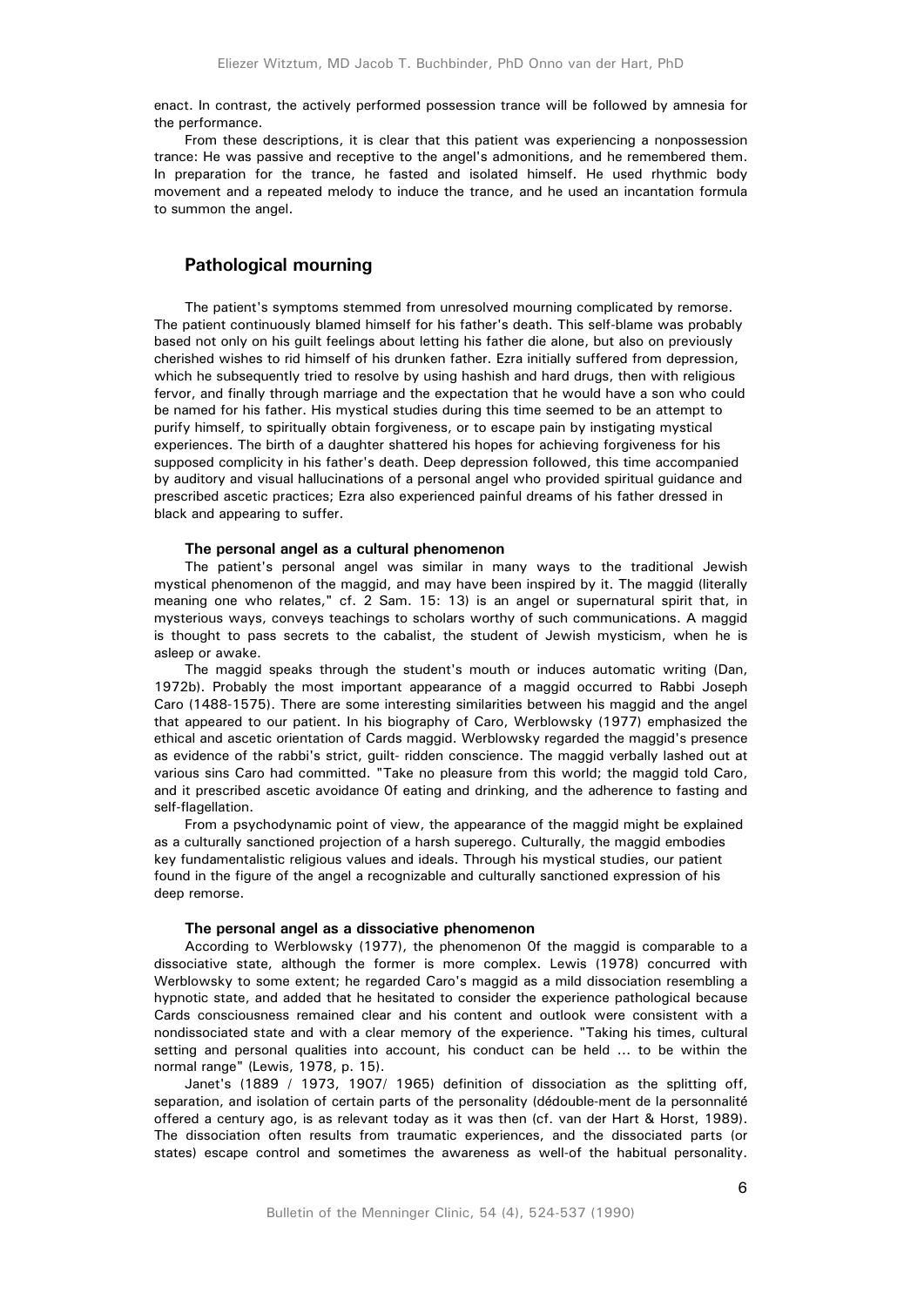enact. In contrast, the actively performed possession trance will be followed by amnesia for the performance.

From these descriptions, it is clear that this patient was experiencing a nonpossession trance: He was passive and receptive to the angel's admonitions, and he remembered them. In preparation for the trance, he fasted and isolated himself. He used rhythmic body movement and a repeated melody to induce the trance, and he used an incantation formula to summon the angel.

## Pathological mourning

The patient's symptoms stemmed from unresolved mourning complicated by remorse. The patient continuously blamed himself for his father's death. This self-blame was probably based not only on his guilt feelings about letting his father die alone, but also on previously cherished wishes to rid himself of his drunken father. Ezra initially suffered from depression, which he subsequently tried to resolve by using hashish and hard drugs, then with religious fervor, and finally through marriage and the expectation that he would have a son who could be named for his father. His mystical studies during this time seemed to be an attempt to purify himself, to spiritually obtain forgiveness, or to escape pain by instigating mystical experiences. The birth of a daughter shattered his hopes for achieving forgiveness for his supposed complicity in his father's death. Deep depression followed, this time accompanied by auditory and visual hallucinations of a personal angel who provided spiritual guidance and prescribed ascetic practices; Ezra also experienced painful dreams of his father dressed in black and appearing to suffer.

### The personal angel as a cultural phenomenon

The patient's personal angel was similar in many ways to the traditional Jewish mystical phenomenon of the maggid, and may have been inspired by it. The maggid (literally meaning one who relates," cf. 2 Sam. 15: 13) is an angel or supernatural spirit that, in mysterious ways, conveys teachings to scholars worthy of such communications. A maggid is thought to pass secrets to the cabalist, the student of Jewish mysticism, when he is asleep or awake.

The maggid speaks through the student's mouth or induces automatic writing (Dan, 1972b). Probably the most important appearance of a maggid occurred to Rabbi Joseph Caro (1488-1575). There are some interesting similarities between his maggid and the angel that appeared to our patient. In his biography of Caro, Werblowsky (1977) emphasized the ethical and ascetic orientation of Cards maggid. Werblowsky regarded the maggid's presence as evidence of the rabbi's strict, guilt- ridden conscience. The maggid verbally lashed out at various sins Caro had committed. "Take no pleasure from this world; the maggid told Caro, and it prescribed ascetic avoidance 0f eating and drinking, and the adherence to fasting and self-flagellation.

From a psychodynamic point of view, the appearance of the maggid might be explained as a culturally sanctioned projection of a harsh superego. Culturally, the maggid embodies key fundamentalistic religious values and ideals. Through his mystical studies, our patient found in the figure of the angel a recognizable and culturally sanctioned expression of his deep remorse.

### The personal angel as a dissociative phenomenon

According to Werblowsky (1977), the phenomenon 0f the maggid is comparable to a dissociative state, although the former is more complex. Lewis (1978) concurred with Werblowsky to some extent; he regarded Caro's maggid as a mild dissociation resembling a hypnotic state, and added that he hesitated to consider the experience pathological because Cards consciousness remained clear and his content and outlook were consistent with a nondissociated state and with a clear memory of the experience. "Taking his times, cultural setting and personal qualities into account, his conduct can be held ... to be within the normal range" (Lewis, 1978, p. 15).

Janet's (1889 / 1973, 1907/ 1965) definition of dissociation as the splitting off, separation, and isolation of certain parts of the personality (dédouble-ment de la personnalité offered a century ago, is as relevant today as it was then (cf. van der Hart & Horst, 1989). The dissociation often results from traumatic experiences, and the dissociated parts (or states) escape control and sometimes the awareness as well-of the habitual personality.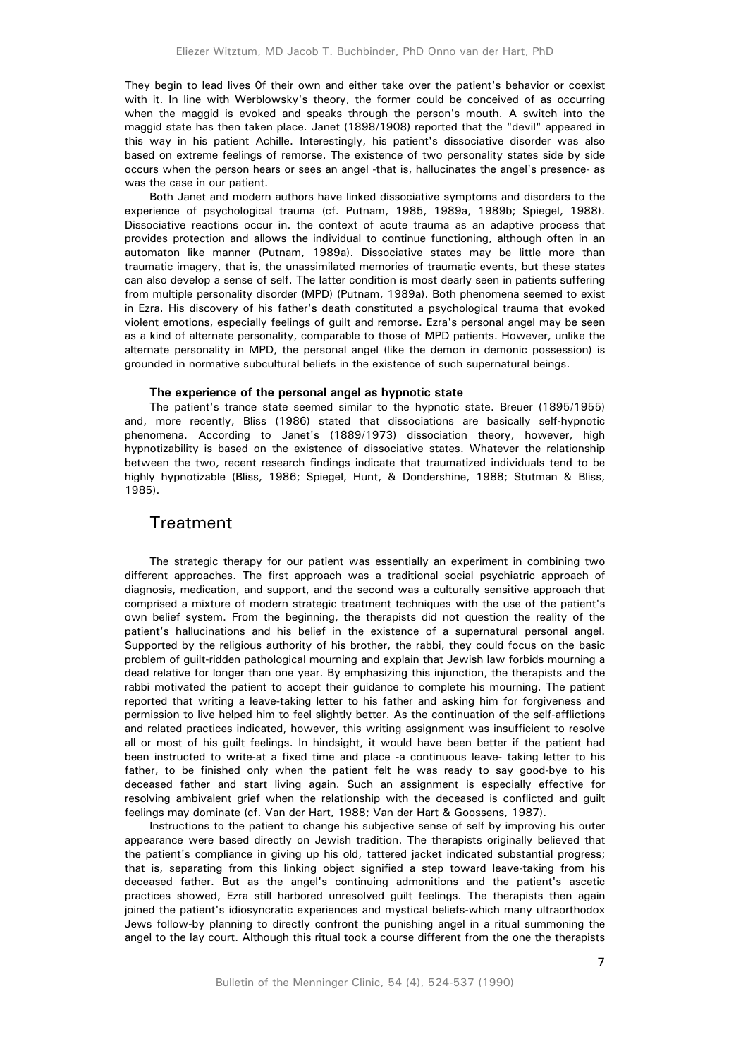They begin to lead lives 0f their own and either take over the patient's behavior or coexist with it. In line with Werblowsky's theory, the former could be conceived of as occurring when the maggid is evoked and speaks through the person's mouth. A switch into the maggid state has then taken place. Janet (1898/1908) reported that the "devil" appeared in this way in his patient Achille. Interestingly, his patient's dissociative disorder was also based on extreme feelings of remorse. The existence of two personality states side by side occurs when the person hears or sees an angel -that is, hallucinates the angel's presence- as was the case in our patient.

Both Janet and modern authors have linked dissociative symptoms and disorders to the experience of psychological trauma (cf. Putnam, 1985, 1989a, 1989b; Spiegel, 1988). Dissociative reactions occur in. the context of acute trauma as an adaptive process that provides protection and allows the individual to continue functioning, although often in an automaton like manner (Putnam, 1989a). Dissociative states may be little more than traumatic imagery, that is, the unassimilated memories of traumatic events, but these states can also develop a sense of self. The latter condition is most dearly seen in patients suffering from multiple personality disorder (MPD) (Putnam, 1989a). Both phenomena seemed to exist in Ezra. His discovery of his father's death constituted a psychological trauma that evoked violent emotions, especially feelings of guilt and remorse. Ezra's personal angel may be seen as a kind of alternate personality, comparable to those of MPD patients. However, unlike the alternate personality in MPD, the personal angel (like the demon in demonic possession) is grounded in normative subcultural beliefs in the existence of such supernatural beings.

**The experience of the personal angel as hypnotic state**

The patient's trance state seemed similar to the hypnotic state. Breuer (1895/1955) and, more recently, Bliss (1986) stated that dissociations are basically self-hypnotic phenomena. According to Janet's (1889/1973) dissociation theory, however, high hypnotizability is based on the existence of dissociative states. Whatever the relationship between the two, recent research findings indicate that traumatized individuals tend to be highly hypnotizable (Bliss, 1986; Spiegel, Hunt, & Dondershine, 1988; Stutman & Bliss, 1985).

## Treatment

The strategic therapy for our patient was essentially an experiment in combining two different approaches. The first approach was a traditional social psychiatric approach of diagnosis, medication, and support, and the second was a culturally sensitive approach that comprised a mixture of modern strategic treatment techniques with the use of the patient's own belief system. From the beginning, the therapists did not question the reality of the patient's hallucinations and his belief in the existence of a supernatural personal angel. Supported by the religious authority of his brother, the rabbi, they could focus on the basic problem of guilt-ridden pathological mourning and explain that Jewish law forbids mourning a dead relative for longer than one year. By emphasizing this injunction, the therapists and the rabbi motivated the patient to accept their guidance to complete his mourning. The patient reported that writing a leave-taking letter to his father and asking him for forgiveness and permission to live helped him to feel slightly better. As the continuation of the self-afflictions and related practices indicated, however, this writing assignment was insufficient to resolve all or most of his guilt feelings. In hindsight, it would have been better if the patient had been instructed to write-at a fixed time and place -a continuous leave- taking letter to his father, to be finished only when the patient felt he was ready to say good-bye to his deceased father and start living again. Such an assignment is especially effective for resolving ambivalent grief when the relationship with the deceased is conflicted and guilt feelings may dominate (cf. Van der Hart, 1988; Van der Hart & Goossens, 1987).

Instructions to the patient to change his subjective sense of self by improving his outer appearance were based directly on Jewish tradition. The therapists originally believed that the patient's compliance in giving up his old, tattered jacket indicated substantial progress; that is, separating from this linking object signified a step toward leave-taking from his deceased father. But as the angel's continuing admonitions and the patient's ascetic practices showed, Ezra still harbored unresolved guilt feelings. The therapists then again joined the patient's idiosyncratic experiences and mystical beliefs-which many ultraorthodox Jews follow-by planning to directly confront the punishing angel in a ritual summoning the angel to the lay court. Although this ritual took a course different from the one the therapists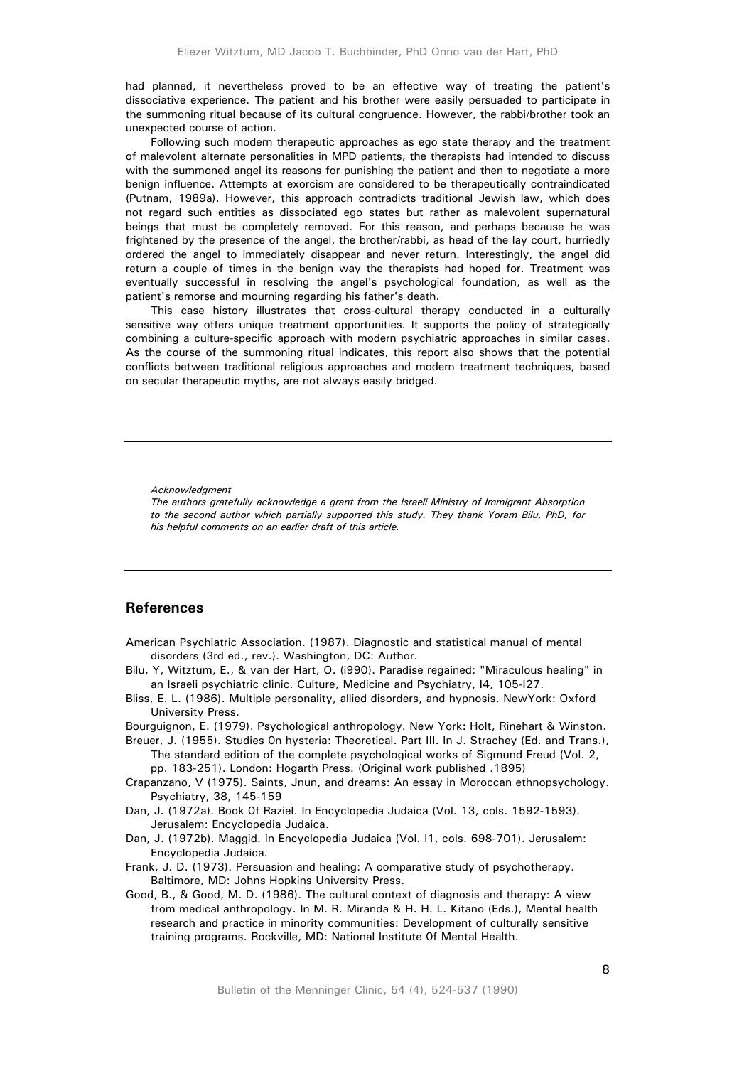had planned, it nevertheless proved to be an effective way of treating the patient's dissociative experience. The patient and his brother were easily persuaded to participate in the summoning ritual because of its cultural congruence. However, the rabbi/brother took an unexpected course of action.

Following such modern therapeutic approaches as ego state therapy and the treatment of malevolent alternate personalities in MPD patients, the therapists had intended to discuss with the summoned angel its reasons for punishing the patient and then to negotiate a more benign influence. Attempts at exorcism are considered to be therapeutically contraindicated (Putnam, 1989a). However, this approach contradicts traditional Jewish law, which does not regard such entities as dissociated ego states but rather as malevolent supernatural beings that must be completely removed. For this reason, and perhaps because he was frightened by the presence of the angel, the brother/rabbi, as head of the lay court, hurriedly ordered the angel to immediately disappear and never return. Interestingly, the angel did return a couple of times in the benign way the therapists had hoped for. Treatment was eventually successful in resolving the angel's psychological foundation, as well as the patient's remorse and mourning regarding his father's death.

This case history illustrates that cross-cultural therapy conducted in a culturally sensitive way offers unique treatment opportunities. It supports the policy of strategically combining a culture-specific approach with modern psychiatric approaches in similar cases. As the course of the summoning ritual indicates, this report also shows that the potential conflicts between traditional religious approaches and modern treatment techniques, based on secular therapeutic myths, are not always easily bridged.

---

*Acknowledgment*

*The authors gratefully acknowledge a grant from the Israeli Ministry of Immigrant Absorption to the second author which partially supported this study. They thank Yoram Bilu, PhD, for his helpful comments on an earlier draft of this article.*

---

## References

American Psychiatric Association. (1987). Diagnostic and statistical manual of mental disorders (3rd ed., rev.). Washington, DC: Author.

Bilu, Y, Witztum, E., & van der Hart, O. (i990). Paradise regained: "Miraculous healing" in an Israeli psychiatric clinic. Culture, Medicine and Psychiatry, I4, 105-I27.

Bliss, E. L. (1986). Multiple personality, allied disorders, and hypnosis. NewYork: Oxford University Press.

Bourguignon, E. (1979). Psychological anthropology. New York: Holt, Rinehart & Winston.

Breuer, J. (1955). Studies 0n hysteria: Theoretical. Part III. In J. Strachey (Ed. and Trans.), The standard edition of the complete psychological works of Sigmund Freud (Vol. 2, pp. 183-251). London: Hogarth Press. (Original work published .1895)

Crapanzano, V (1975). Saints, Jnun, and dreams: An essay in Moroccan ethnopsychology. Psychiatry, 38, 145-159

Dan, J. (1972a). Book 0f Raziel. In Encyclopedia Judaica (Vol. 13, cols. 1592-1593). Jerusalem: Encyclopedia Judaica.

Dan, J. (1972b). Maggid. In Encyclopedia Judaica (Vol. I1, cols. 698-701). Jerusalem: Encyclopedia Judaica.

Frank, J. D. (1973). Persuasion and healing: A comparative study of psychotherapy. Baltimore, MD: Johns Hopkins University Press.

Good, B., & Good, M. D. (1986). The cultural context of diagnosis and therapy: A view from medical anthropology. In M. R. Miranda & H. H. L. Kitano (Eds.), Mental health research and practice in minority communities: Development of culturally sensitive training programs. Rockville, MD: National Institute 0f Mental Health.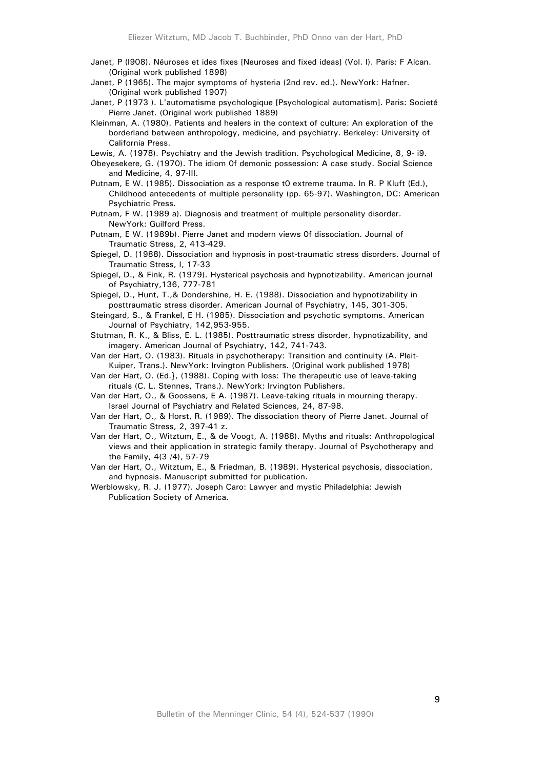Janet, P (I908). Néuroses et ides fixes [Neuroses and fixed ideas] (Vol. I). Paris: F Alcan. (Original work published 1898)

Janet, P (1965). The major symptoms of hysteria (2nd rev. ed.). NewYork: Hafner. (Original work published 1907)

Janet, P (1973 ). L'automatisme psychologique [Psychological automatism]. Paris: Societé Pierre Janet. (Original work published 1889)

Kleinman, A. (1980). Patients and healers in the context of culture: An exploration of the borderland between anthropology, medicine, and psychiatry. Berkeley: University of California Press.

Lewis, A. (1978). Psychiatry and the Jewish tradition. Psychological Medicine, 8, 9- i9.

Obeyesekere, G. (1970). The idiom 0f demonic possession: A case study. Social Science and Medicine, 4, 97-III.

Putnam, E W. (1985). Dissociation as a response t0 extreme trauma. In R. P Kluft (Ed.), Childhood antecedents of multiple personality (pp. 65-97). Washington, DC: American Psychiatric Press.

Putnam, F W. (1989 a). Diagnosis and treatment of multiple personality disorder. NewYork: Guilford Press.

Putnam, E W. (1989b). Pierre Janet and modern views 0f dissociation. Journal of Traumatic Stress, 2, 413-429.

Spiegel, D. (1988). Dissociation and hypnosis in post-traumatic stress disorders. Journal of Traumatic Stress, I, 17-33

Spiegel, D., & Fink, R. (1979). Hysterical psychosis and hypnotizability. American journal of Psychiatry,136, 777-781

Spiegel, D., Hunt, T.,& Dondershine, H. E. (1988). Dissociation and hypnotizability in posttraumatic stress disorder. American Journal of Psychiatry, 145, 301-305.

Steingard, S., & Frankel, E H. (1985). Dissociation and psychotic symptoms. American Journal of Psychiatry, 142,953-955.

Stutman, R. K., & Bliss, E. L. (1985). Posttraumatic stress disorder, hypnotizability, and imagery. American Journal of Psychiatry, 142, 741-743.

Van der Hart, O. (1983). Rituals in psychotherapy: Transition and continuity (A. Pleit-Kuiper, Trans.). NewYork: Irvington Publishers. (Original work published 1978)

Van der Hart, O. (Ed.}, (1988). Coping with loss: The therapeutic use of leave-taking rituals (C. L. Stennes, Trans.). NewYork: Irvington Publishers.

Van der Hart, O., & Goossens, E A. (1987). Leave-taking rituals in mourning therapy. Israel Journal of Psychiatry and Related Sciences, 24, 87-98.

Van der Hart, O., & Horst, R. (1989). The dissociation theory of Pierre Janet. Journal of Traumatic Stress, 2, 397-41 z.

Van der Hart, O., Witztum, E., & de Voogt, A. (1988). Myths and rituals: Anthropological views and their application in strategic family therapy. Journal of Psychotherapy and the Family, 4(3 /4), 57-79

Van der Hart, O., Witztum, E., & Friedman, B. (1989). Hysterical psychosis, dissociation, and hypnosis. Manuscript submitted for publication.

Werblowsky, R. J. (1977). Joseph Caro: Lawyer and mystic Philadelphia: Jewish Publication Society of America.